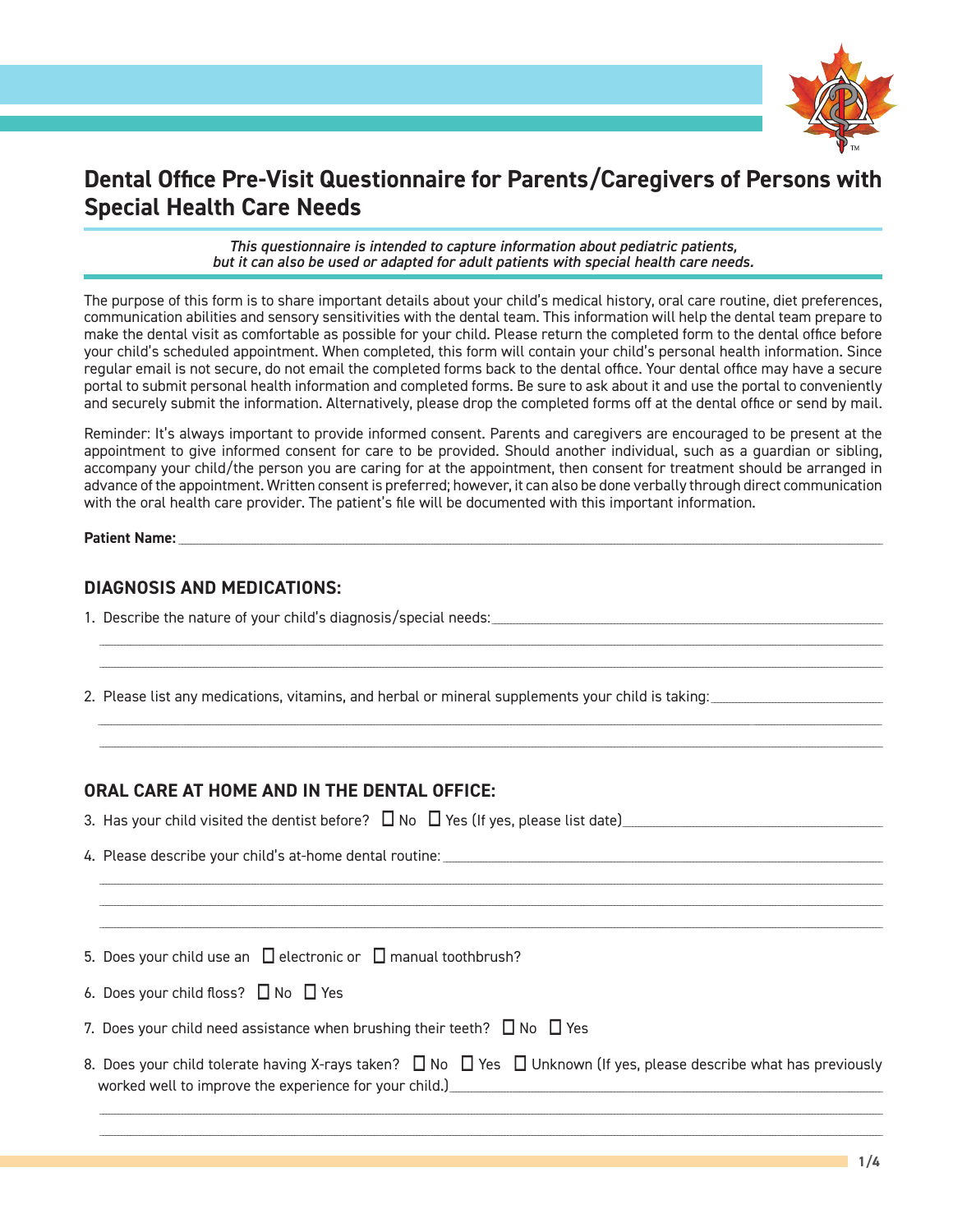# Dental Office Pre-Visit Questionnaire for Parents/Caregivers of Persons with Special Health Care Needs

*This questionnaire is intended to capture information about pediatric patients, but it can also be used or adapted for adult patients with special health care needs.*

The purpose of this form is to share important details about your child's medical history, oral care routine, diet preferences, communication abilities and sensory sensitivities with the dental team. This information will help the dental team prepare to make the dental visit as comfortable as possible for your child. Please return the completed form to the dental office before your child's scheduled appointment. When completed, this form will contain your child's personal health information. Since regular email is not secure, do not email the completed forms back to the dental office. Your dental office may have a secure portal to submit personal health information and completed forms. Be sure to ask about it and use the portal to conveniently and securely submit the information. Alternatively, please drop the completed forms off at the dental office or send by mail.

Reminder: It's always important to provide informed consent. Parents and caregivers are encouraged to be present at the appointment to give informed consent for care to be provided. Should another individual, such as a guardian or sibling, accompany your child/the person you are caring for at the appointment, then consent for treatment should be arranged in advance of the appointment. Written consent is preferred; however, it can also be done verbally through direct communication with the oral health care provider. The patient's file will be documented with this important information.

**Patient Name:** ____________________________________________

## DIAGNOSIS AND MEDICATIONS:

1. Describe the nature of your child's diagnosis/special needs: ____________________________________________

   ____________________________________________

   ____________________________________________

2. Please list any medications, vitamins, and herbal or mineral supplements your child is taking: ____________________

   ____________________________________________

   ____________________________________________

## ORAL CARE AT HOME AND IN THE DENTAL OFFICE:

3. Has your child visited the dentist before? ☐ No ☐ Yes (If yes, please list date) ____________________

4. Please describe your child's at-home dental routine: ____________________________________________

   ____________________________________________

   ____________________________________________

   ____________________________________________

5. Does your child use an ☐ electronic or ☐ manual toothbrush?

6. Does your child floss? ☐ No ☐ Yes

7. Does your child need assistance when brushing their teeth? ☐ No ☐ Yes

8. Does your child tolerate having X-rays taken? ☐ No ☐ Yes ☐ Unknown (If yes, please describe what has previously worked well to improve the experience for your child.) ____________________________________________

   ____________________________________________

   ____________________________________________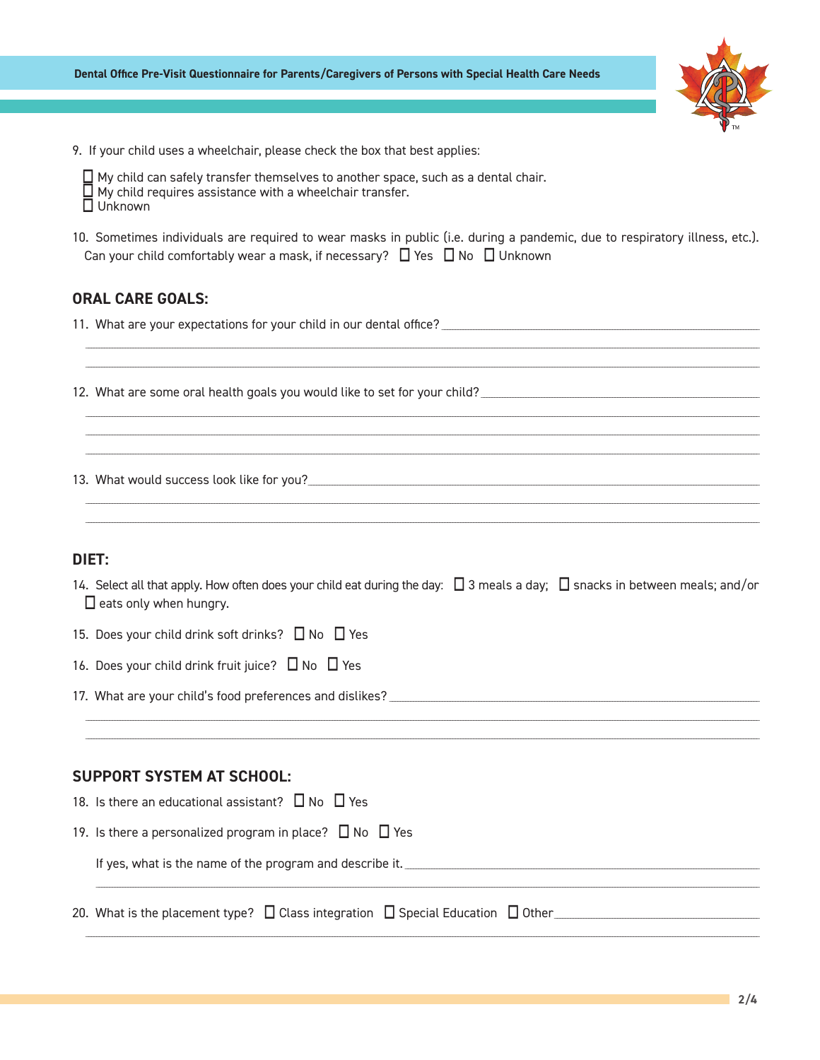9. If your child uses a wheelchair, please check the box that best applies:

   ☐ My child can safely transfer themselves to another space, such as a dental chair.
   ☐ My child requires assistance with a wheelchair transfer.
   ☐ Unknown

10. Sometimes individuals are required to wear masks in public (i.e. during a pandemic, due to respiratory illness, etc.). Can your child comfortably wear a mask, if necessary? ☐ Yes ☐ No ☐ Unknown

## ORAL CARE GOALS:

11. What are your expectations for your child in our dental office? ____________________

____________________

____________________

12. What are some oral health goals you would like to set for your child? ____________________

____________________

____________________

____________________

13. What would success look like for you? ____________________

____________________

____________________

## DIET:

14. Select all that apply. How often does your child eat during the day: ☐ 3 meals a day; ☐ snacks in between meals; and/or ☐ eats only when hungry.

15. Does your child drink soft drinks? ☐ No ☐ Yes

16. Does your child drink fruit juice? ☐ No ☐ Yes

17. What are your child's food preferences and dislikes? ____________________

____________________

____________________

## SUPPORT SYSTEM AT SCHOOL:

18. Is there an educational assistant? ☐ No ☐ Yes

19. Is there a personalized program in place? ☐ No ☐ Yes

    If yes, what is the name of the program and describe it. ____________________

    ____________________

20. What is the placement type? ☐ Class integration ☐ Special Education ☐ Other ____________________

____________________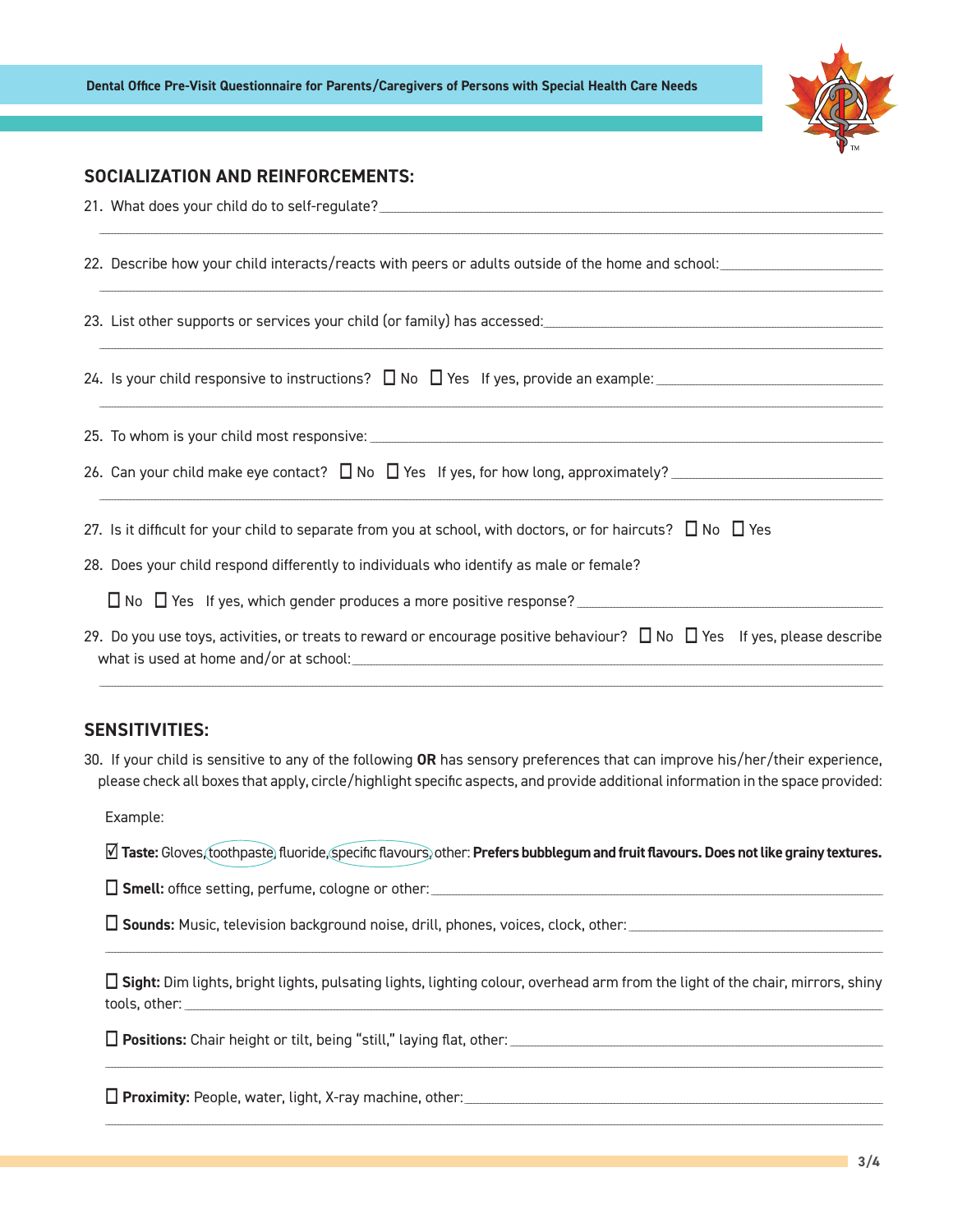## SOCIALIZATION AND REINFORCEMENTS:

21. What does your child do to self-regulate? ______________________________________________

22. Describe how your child interacts/reacts with peers or adults outside of the home and school: ______________________________________________

23. List other supports or services your child (or family) has accessed: ______________________________________________

24. Is your child responsive to instructions? ☐ No ☐ Yes If yes, provide an example: ______________________________________________

25. To whom is your child most responsive: ______________________________________________

26. Can your child make eye contact? ☐ No ☐ Yes If yes, for how long, approximately? ______________________________________________

27. Is it difficult for your child to separate from you at school, with doctors, or for haircuts? ☐ No ☐ Yes

28. Does your child respond differently to individuals who identify as male or female?

    ☐ No ☐ Yes If yes, which gender produces a more positive response? ______________________________________________

29. Do you use toys, activities, or treats to reward or encourage positive behaviour? ☐ No ☐ Yes If yes, please describe what is used at home and/or at school: ______________________________________________

## SENSITIVITIES:

30. If your child is sensitive to any of the following **OR** has sensory preferences that can improve his/her/their experience, please check all boxes that apply, circle/highlight specific aspects, and provide additional information in the space provided:

    Example:

    ☑ **Taste:** Gloves, toothpaste, fluoride, specific flavours, other: **Prefers bubblegum and fruit flavours. Does not like grainy textures.**

    ☐ **Smell:** office setting, perfume, cologne or other: ______________________________________________

    ☐ **Sounds:** Music, television background noise, drill, phones, voices, clock, other: ______________________________________________

    ☐ **Sight:** Dim lights, bright lights, pulsating lights, lighting colour, overhead arm from the light of the chair, mirrors, shiny tools, other: ______________________________________________

    ☐ **Positions:** Chair height or tilt, being "still," laying flat, other: ______________________________________________

    ☐ **Proximity:** People, water, light, X-ray machine, other: ______________________________________________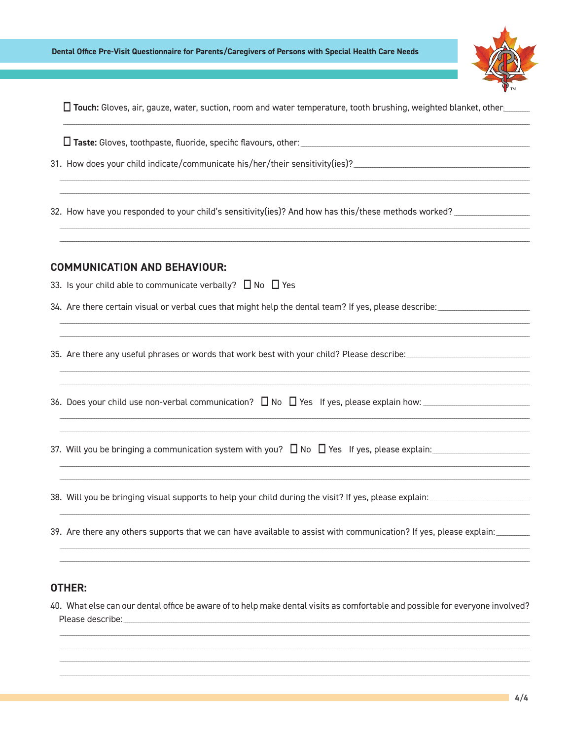☐ **Touch:** Gloves, air, gauze, water, suction, room and water temperature, tooth brushing, weighted blanket, other: ______

☐ **Taste:** Gloves, toothpaste, fluoride, specific flavours, other: ______

31. How does your child indicate/communicate his/her/their sensitivity(ies)? ______

32. How have you responded to your child's sensitivity(ies)? And how has this/these methods worked? ______

## COMMUNICATION AND BEHAVIOUR:

33. Is your child able to communicate verbally? ☐ No ☐ Yes

34. Are there certain visual or verbal cues that might help the dental team? If yes, please describe: ______

35. Are there any useful phrases or words that work best with your child? Please describe: ______

36. Does your child use non-verbal communication? ☐ No ☐ Yes If yes, please explain how: ______

37. Will you be bringing a communication system with you? ☐ No ☐ Yes If yes, please explain: ______

38. Will you be bringing visual supports to help your child during the visit? If yes, please explain: ______

39. Are there any others supports that we can have available to assist with communication? If yes, please explain: ______

## OTHER:

40. What else can our dental office be aware of to help make dental visits as comfortable and possible for everyone involved? Please describe: ______